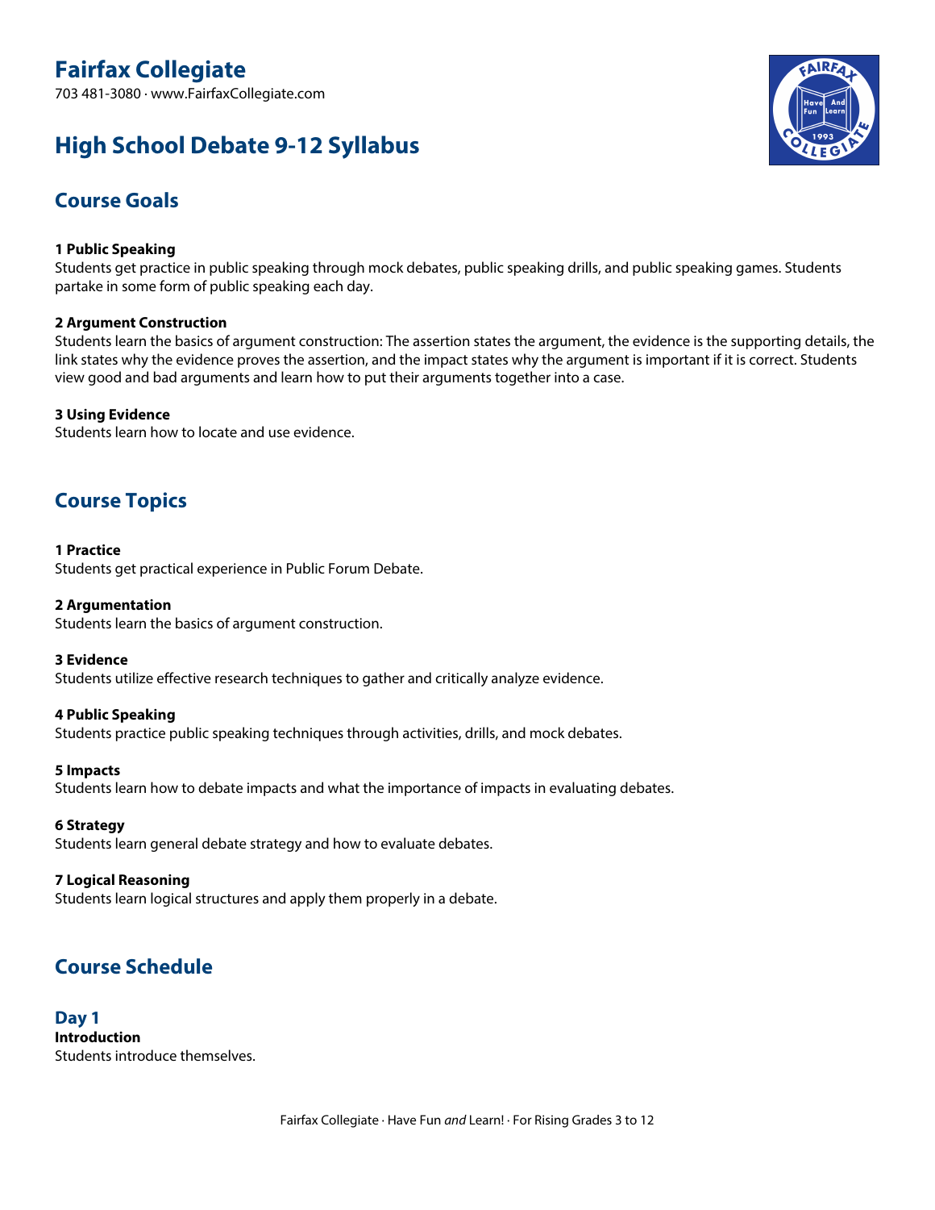# Fairfax Collegiate

703 481-3080 · www.FairfaxCollegiate.com

# High School Debate 9-12 Syllabus

## Course Goals

**1 Public Speaking**
Students get practice in public speaking through mock debates, public speaking drills, and public speaking games. Students partake in some form of public speaking each day.

**2 Argument Construction**
Students learn the basics of argument construction: The assertion states the argument, the evidence is the supporting details, the link states why the evidence proves the assertion, and the impact states why the argument is important if it is correct. Students view good and bad arguments and learn how to put their arguments together into a case.

**3 Using Evidence**
Students learn how to locate and use evidence.

## Course Topics

**1 Practice**
Students get practical experience in Public Forum Debate.

**2 Argumentation**
Students learn the basics of argument construction.

**3 Evidence**
Students utilize effective research techniques to gather and critically analyze evidence.

**4 Public Speaking**
Students practice public speaking techniques through activities, drills, and mock debates.

**5 Impacts**
Students learn how to debate impacts and what the importance of impacts in evaluating debates.

**6 Strategy**
Students learn general debate strategy and how to evaluate debates.

**7 Logical Reasoning**
Students learn logical structures and apply them properly in a debate.

## Course Schedule

### Day 1

**Introduction**
Students introduce themselves.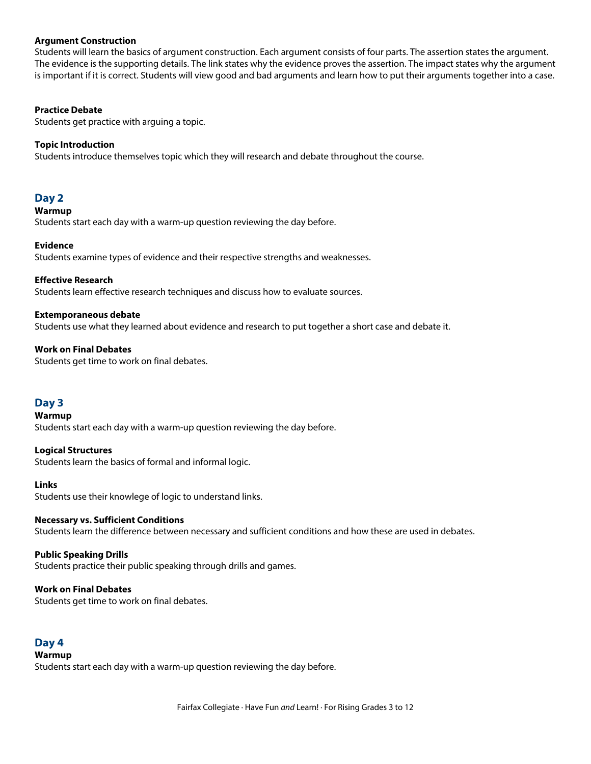**Argument Construction**
Students will learn the basics of argument construction. Each argument consists of four parts. The assertion states the argument. The evidence is the supporting details. The link states why the evidence proves the assertion. The impact states why the argument is important if it is correct. Students will view good and bad arguments and learn how to put their arguments together into a case.

**Practice Debate**
Students get practice with arguing a topic.

**Topic Introduction**
Students introduce themselves topic which they will research and debate throughout the course.

## Day 2

**Warmup**
Students start each day with a warm-up question reviewing the day before.

**Evidence**
Students examine types of evidence and their respective strengths and weaknesses.

**Effective Research**
Students learn effective research techniques and discuss how to evaluate sources.

**Extemporaneous debate**
Students use what they learned about evidence and research to put together a short case and debate it.

**Work on Final Debates**
Students get time to work on final debates.

## Day 3

**Warmup**
Students start each day with a warm-up question reviewing the day before.

**Logical Structures**
Students learn the basics of formal and informal logic.

**Links**
Students use their knowlege of logic to understand links.

**Necessary vs. Sufficient Conditions**
Students learn the difference between necessary and sufficient conditions and how these are used in debates.

**Public Speaking Drills**
Students practice their public speaking through drills and games.

**Work on Final Debates**
Students get time to work on final debates.

## Day 4

**Warmup**
Students start each day with a warm-up question reviewing the day before.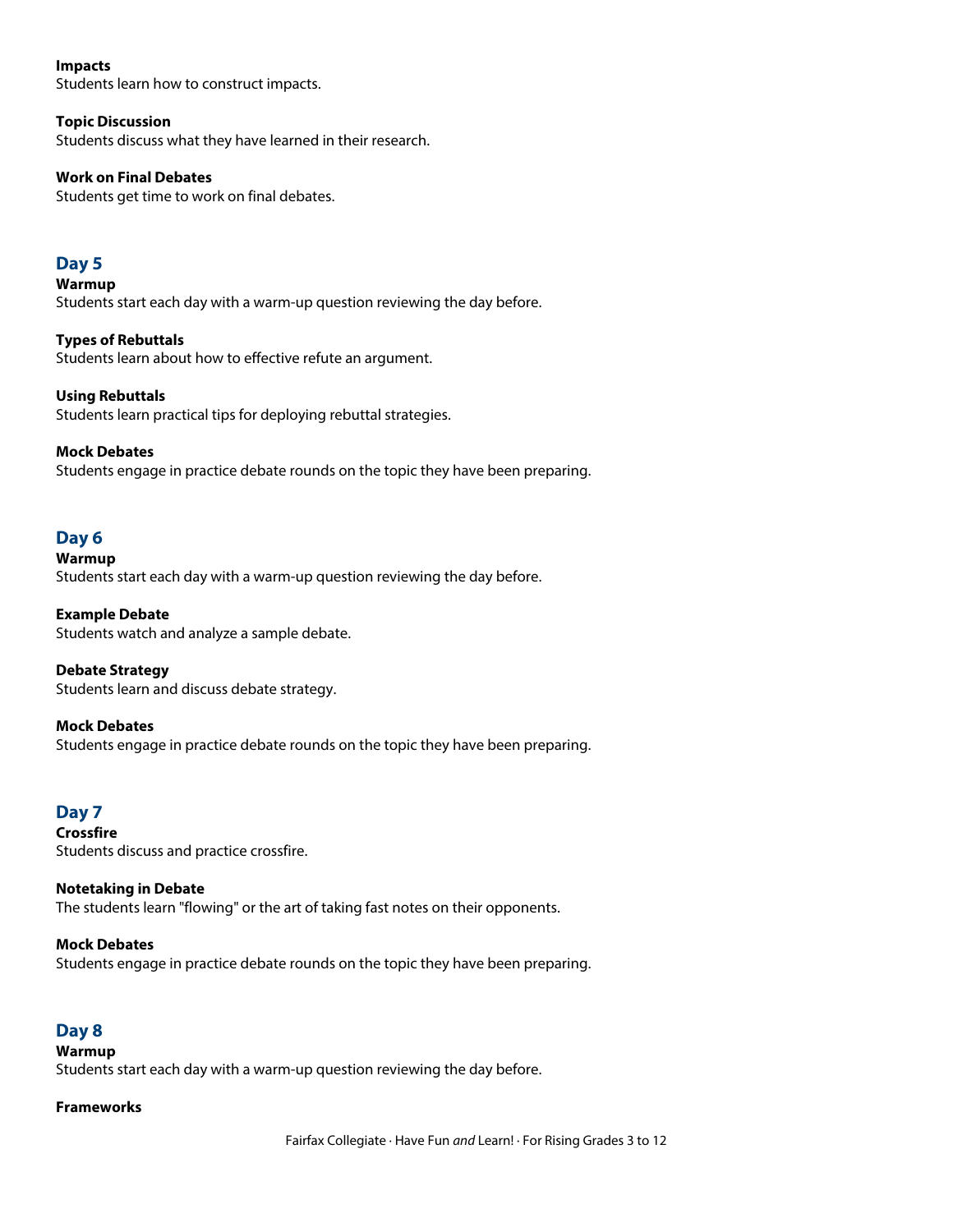**Impacts**
Students learn how to construct impacts.

**Topic Discussion**
Students discuss what they have learned in their research.

**Work on Final Debates**
Students get time to work on final debates.

## Day 5

**Warmup**
Students start each day with a warm-up question reviewing the day before.

**Types of Rebuttals**
Students learn about how to effective refute an argument.

**Using Rebuttals**
Students learn practical tips for deploying rebuttal strategies.

**Mock Debates**
Students engage in practice debate rounds on the topic they have been preparing.

## Day 6

**Warmup**
Students start each day with a warm-up question reviewing the day before.

**Example Debate**
Students watch and analyze a sample debate.

**Debate Strategy**
Students learn and discuss debate strategy.

**Mock Debates**
Students engage in practice debate rounds on the topic they have been preparing.

## Day 7

**Crossfire**
Students discuss and practice crossfire.

**Notetaking in Debate**
The students learn "flowing" or the art of taking fast notes on their opponents.

**Mock Debates**
Students engage in practice debate rounds on the topic they have been preparing.

## Day 8

**Warmup**
Students start each day with a warm-up question reviewing the day before.

**Frameworks**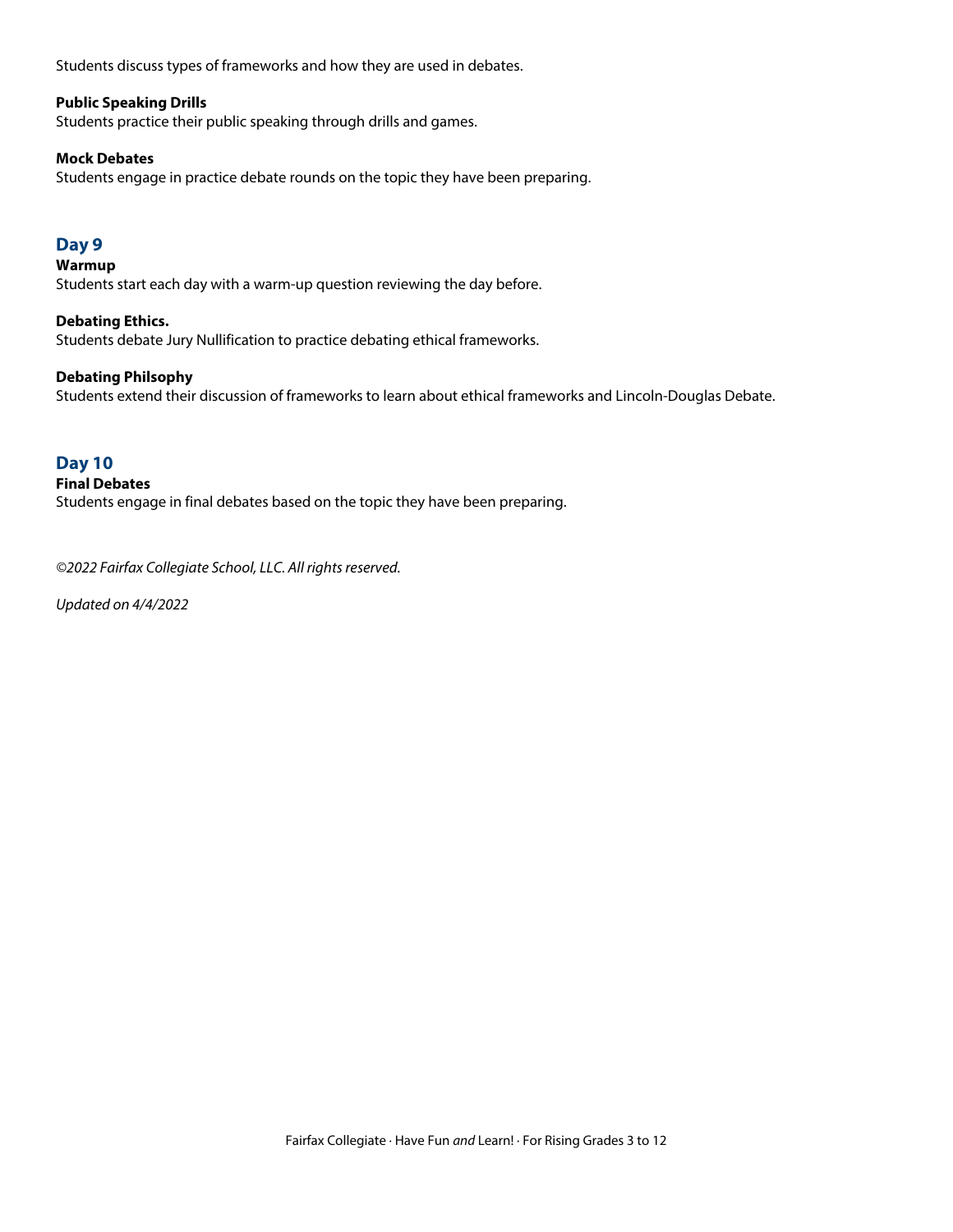Students discuss types of frameworks and how they are used in debates.

**Public Speaking Drills**
Students practice their public speaking through drills and games.

**Mock Debates**
Students engage in practice debate rounds on the topic they have been preparing.

## Day 9

**Warmup**
Students start each day with a warm-up question reviewing the day before.

**Debating Ethics.**
Students debate Jury Nullification to practice debating ethical frameworks.

**Debating Philsophy**
Students extend their discussion of frameworks to learn about ethical frameworks and Lincoln-Douglas Debate.

## Day 10

**Final Debates**
Students engage in final debates based on the topic they have been preparing.

*©2022 Fairfax Collegiate School, LLC. All rights reserved.*

*Updated on 4/4/2022*